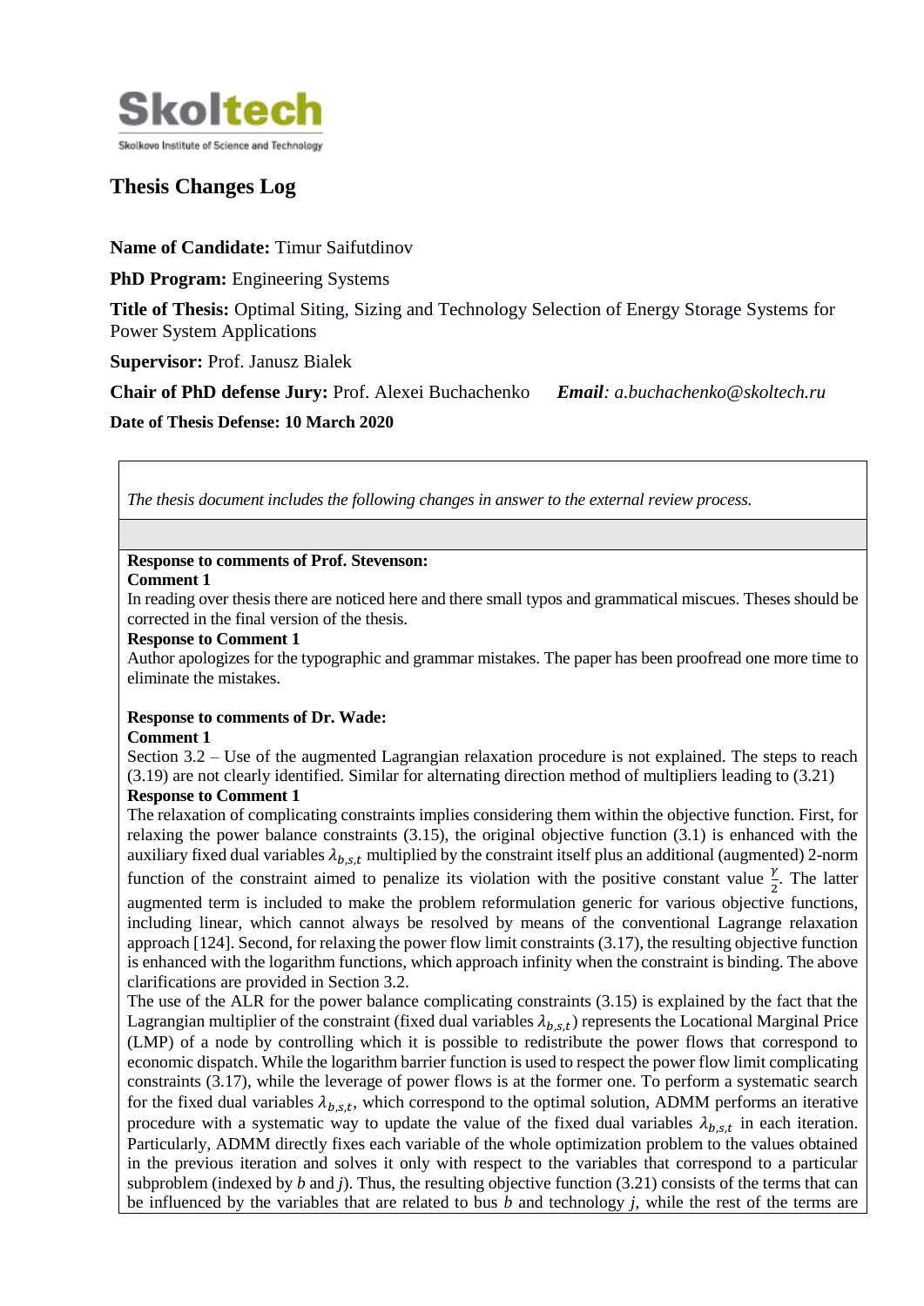Skoltech

Skolkovo Institute of Science and Technology

# Thesis Changes Log

**Name of Candidate:** Timur Saifutdinov

**PhD Program:** Engineering Systems

**Title of Thesis:** Optimal Siting, Sizing and Technology Selection of Energy Storage Systems for Power System Applications

**Supervisor:** Prof. Janusz Bialek

**Chair of PhD defense Jury:** Prof. Alexei Buchachenko ***Email**: a.buchachenko@skoltech.ru*

**Date of Thesis Defense: 10 March 2020**

*The thesis document includes the following changes in answer to the external review process.*

**Response to comments of Prof. Stevenson:**

**Comment 1**

In reading over thesis there are noticed here and there small typos and grammatical miscues. Theses should be corrected in the final version of the thesis.

**Response to Comment 1**

Author apologizes for the typographic and grammar mistakes. The paper has been proofread one more time to eliminate the mistakes.

**Response to comments of Dr. Wade:**

**Comment 1**

Section 3.2 – Use of the augmented Lagrangian relaxation procedure is not explained. The steps to reach (3.19) are not clearly identified. Similar for alternating direction method of multipliers leading to (3.21)

**Response to Comment 1**

The relaxation of complicating constraints implies considering them within the objective function. First, for relaxing the power balance constraints (3.15), the original objective function (3.1) is enhanced with the auxiliary fixed dual variables $\lambda_{b,s,t}$ multiplied by the constraint itself plus an additional (augmented) 2-norm function of the constraint aimed to penalize its violation with the positive constant value $\frac{\gamma}{2}$. The latter augmented term is included to make the problem reformulation generic for various objective functions, including linear, which cannot always be resolved by means of the conventional Lagrange relaxation approach [124]. Second, for relaxing the power flow limit constraints (3.17), the resulting objective function is enhanced with the logarithm functions, which approach infinity when the constraint is binding. The above clarifications are provided in Section 3.2.

The use of the ALR for the power balance complicating constraints (3.15) is explained by the fact that the Lagrangian multiplier of the constraint (fixed dual variables $\lambda_{b,s,t}$) represents the Locational Marginal Price (LMP) of a node by controlling which it is possible to redistribute the power flows that correspond to economic dispatch. While the logarithm barrier function is used to respect the power flow limit complicating constraints (3.17), while the leverage of power flows is at the former one. To perform a systematic search for the fixed dual variables $\lambda_{b,s,t}$, which correspond to the optimal solution, ADMM performs an iterative procedure with a systematic way to update the value of the fixed dual variables $\lambda_{b,s,t}$ in each iteration. Particularly, ADMM directly fixes each variable of the whole optimization problem to the values obtained in the previous iteration and solves it only with respect to the variables that correspond to a particular subproblem (indexed by *b* and *j*). Thus, the resulting objective function (3.21) consists of the terms that can be influenced by the variables that are related to bus *b* and technology *j*, while the rest of the terms are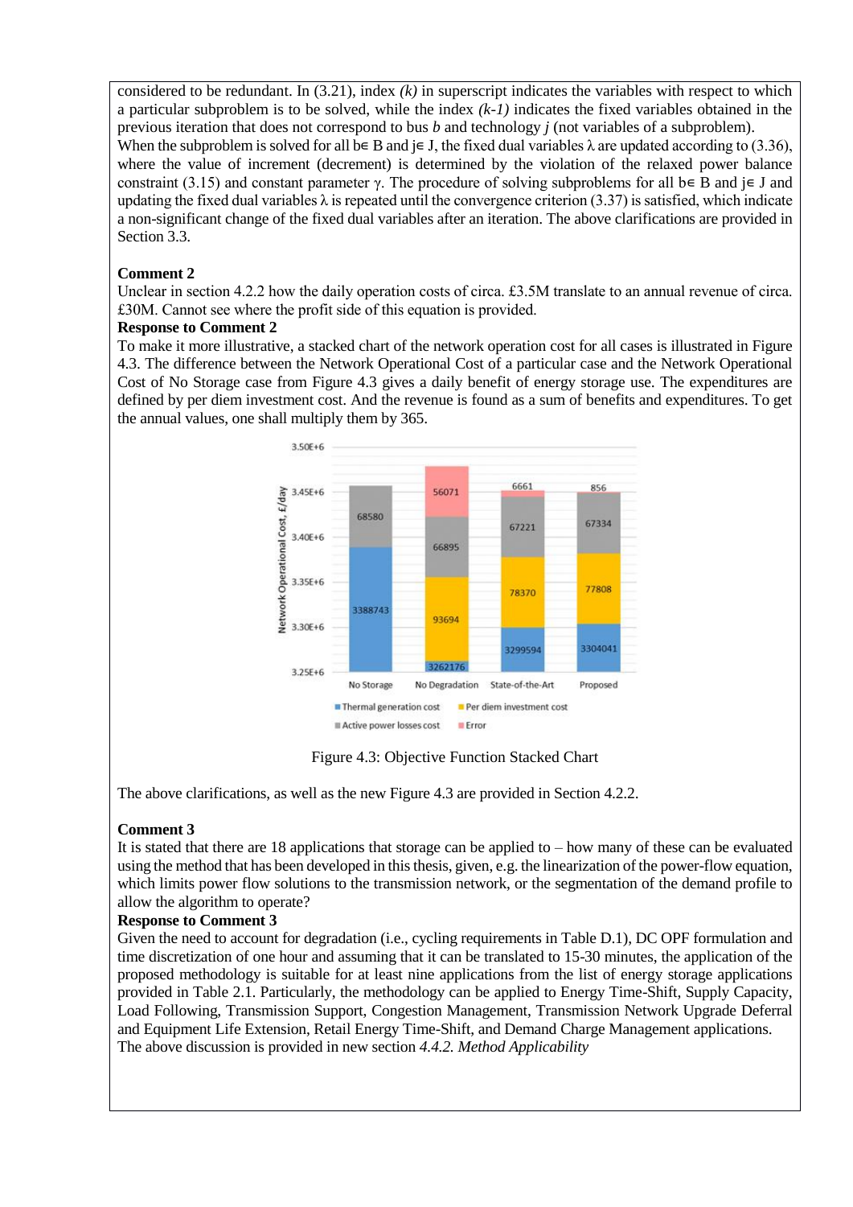considered to be redundant. In (3.21), index *(k)* in superscript indicates the variables with respect to which a particular subproblem is to be solved, while the index *(k-1)* indicates the fixed variables obtained in the previous iteration that does not correspond to bus *b* and technology *j* (not variables of a subproblem).

When the subproblem is solved for all b∈ B and j∈ J, the fixed dual variables λ are updated according to (3.36), where the value of increment (decrement) is determined by the violation of the relaxed power balance constraint (3.15) and constant parameter γ. The procedure of solving subproblems for all b∈ B and j∈ J and updating the fixed dual variables λ is repeated until the convergence criterion (3.37) is satisfied, which indicate a non-significant change of the fixed dual variables after an iteration. The above clarifications are provided in Section 3.3.

**Comment 2**

Unclear in section 4.2.2 how the daily operation costs of circa. £3.5M translate to an annual revenue of circa. £30M. Cannot see where the profit side of this equation is provided.

**Response to Comment 2**

To make it more illustrative, a stacked chart of the network operation cost for all cases is illustrated in Figure 4.3. The difference between the Network Operational Cost of a particular case and the Network Operational Cost of No Storage case from Figure 4.3 gives a daily benefit of energy storage use. The expenditures are defined by per diem investment cost. And the revenue is found as a sum of benefits and expenditures. To get the annual values, one shall multiply them by 365.

| Network Operational Cost, £/day | No Storage | No Degradation | State-of-the-Art | Proposed |
|---|---|---|---|---|
| Thermal generation cost | 3388743 | 3262176 | 3299594 | 3304041 |
| Per diem investment cost | | 93694 | 78370 | 77808 |
| Active power losses cost | 68580 | 66895 | 67221 | 67334 |
| Error | | 56071 | 6661 | 856 |

Figure 4.3: Objective Function Stacked Chart

The above clarifications, as well as the new Figure 4.3 are provided in Section 4.2.2.

**Comment 3**

It is stated that there are 18 applications that storage can be applied to – how many of these can be evaluated using the method that has been developed in this thesis, given, e.g. the linearization of the power-flow equation, which limits power flow solutions to the transmission network, or the segmentation of the demand profile to allow the algorithm to operate?

**Response to Comment 3**

Given the need to account for degradation (i.e., cycling requirements in Table D.1), DC OPF formulation and time discretization of one hour and assuming that it can be translated to 15-30 minutes, the application of the proposed methodology is suitable for at least nine applications from the list of energy storage applications provided in Table 2.1. Particularly, the methodology can be applied to Energy Time-Shift, Supply Capacity, Load Following, Transmission Support, Congestion Management, Transmission Network Upgrade Deferral and Equipment Life Extension, Retail Energy Time-Shift, and Demand Charge Management applications. The above discussion is provided in new section *4.4.2. Method Applicability*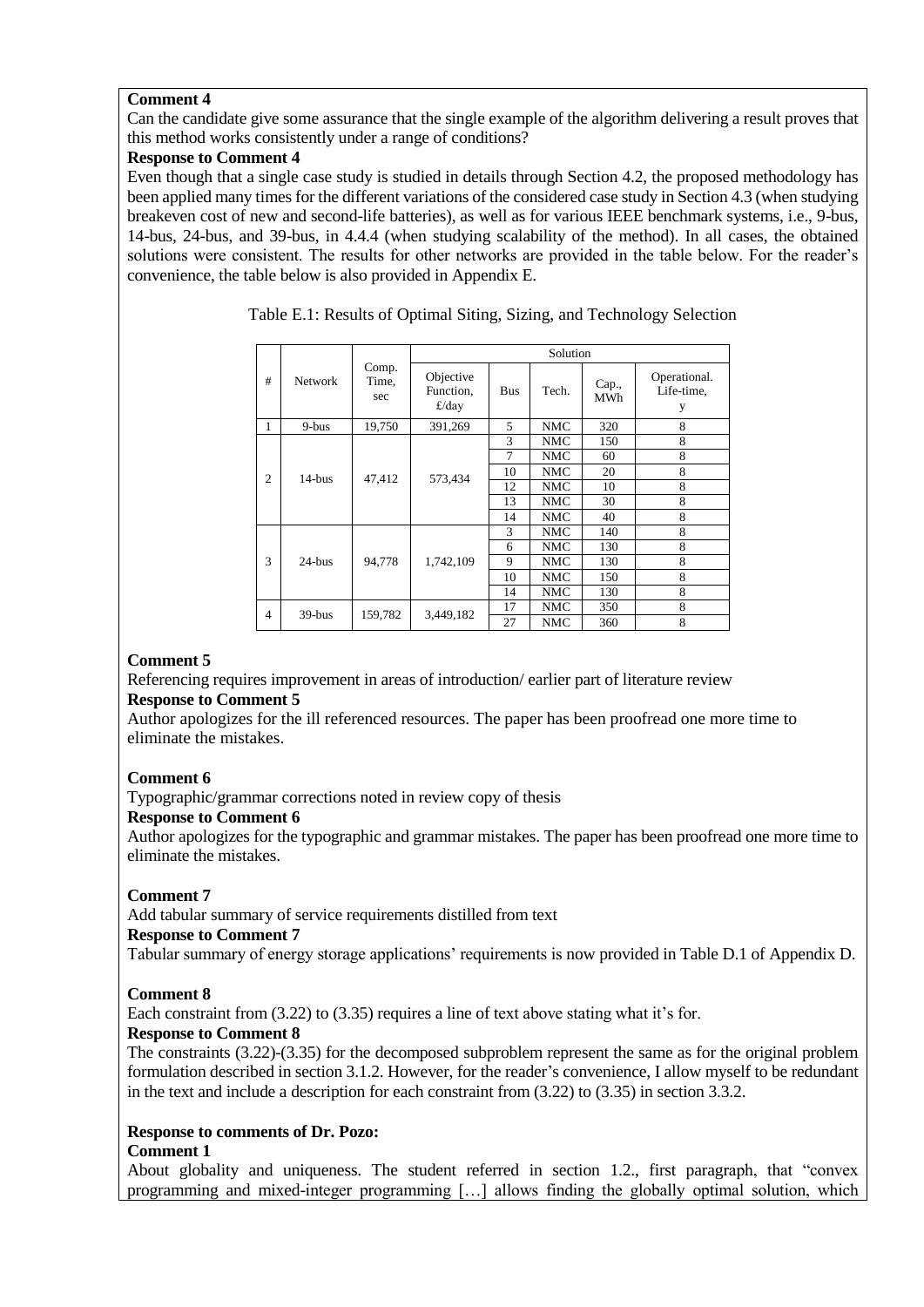**Comment 4**

Can the candidate give some assurance that the single example of the algorithm delivering a result proves that this method works consistently under a range of conditions?

**Response to Comment 4**

Even though that a single case study is studied in details through Section 4.2, the proposed methodology has been applied many times for the different variations of the considered case study in Section 4.3 (when studying breakeven cost of new and second-life batteries), as well as for various IEEE benchmark systems, i.e., 9-bus, 14-bus, 24-bus, and 39-bus, in 4.4.4 (when studying scalability of the method). In all cases, the obtained solutions were consistent. The results for other networks are provided in the table below. For the reader's convenience, the table below is also provided in Appendix E.

Table E.1: Results of Optimal Siting, Sizing, and Technology Selection

| # | Network | Comp. Time, sec | Solution | | | | |
|---|---|---|---|---|---|---|---|
| | | | Objective Function, £/day | Bus | Tech. | Cap., MWh | Operational. Life-time, y |
| 1 | 9-bus | 19,750 | 391,269 | 5 | NMC | 320 | 8 |
| 2 | 14-bus | 47,412 | 573,434 | 3 | NMC | 150 | 8 |
| | | | | 7 | NMC | 60 | 8 |
| | | | | 10 | NMC | 20 | 8 |
| | | | | 12 | NMC | 10 | 8 |
| | | | | 13 | NMC | 30 | 8 |
| | | | | 14 | NMC | 40 | 8 |
| 3 | 24-bus | 94,778 | 1,742,109 | 3 | NMC | 140 | 8 |
| | | | | 6 | NMC | 130 | 8 |
| | | | | 9 | NMC | 130 | 8 |
| | | | | 10 | NMC | 150 | 8 |
| | | | | 14 | NMC | 130 | 8 |
| 4 | 39-bus | 159,782 | 3,449,182 | 17 | NMC | 350 | 8 |
| | | | | 27 | NMC | 360 | 8 |

**Comment 5**

Referencing requires improvement in areas of introduction/ earlier part of literature review

**Response to Comment 5**

Author apologizes for the ill referenced resources. The paper has been proofread one more time to eliminate the mistakes.

**Comment 6**

Typographic/grammar corrections noted in review copy of thesis

**Response to Comment 6**

Author apologizes for the typographic and grammar mistakes. The paper has been proofread one more time to eliminate the mistakes.

**Comment 7**

Add tabular summary of service requirements distilled from text

**Response to Comment 7**

Tabular summary of energy storage applications' requirements is now provided in Table D.1 of Appendix D.

**Comment 8**

Each constraint from (3.22) to (3.35) requires a line of text above stating what it's for.

**Response to Comment 8**

The constraints (3.22)-(3.35) for the decomposed subproblem represent the same as for the original problem formulation described in section 3.1.2. However, for the reader's convenience, I allow myself to be redundant in the text and include a description for each constraint from (3.22) to (3.35) in section 3.3.2.

**Response to comments of Dr. Pozo:**

**Comment 1**

About globality and uniqueness. The student referred in section 1.2., first paragraph, that "convex programming and mixed-integer programming […] allows finding the globally optimal solution, which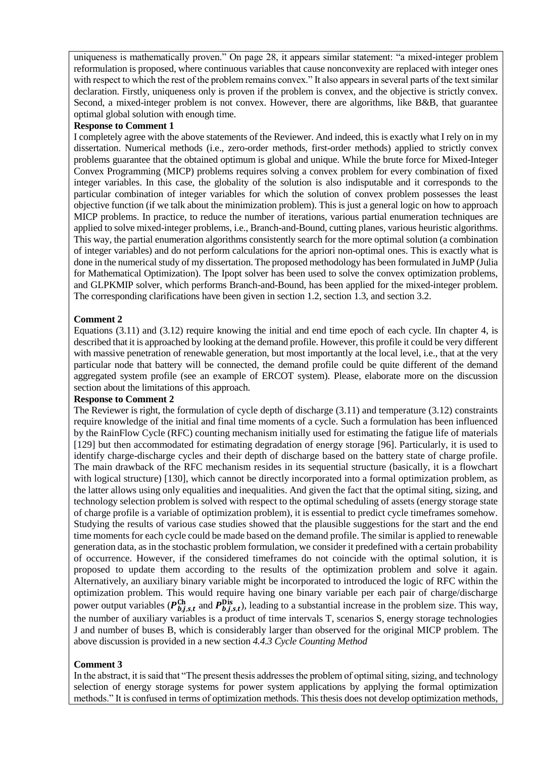uniqueness is mathematically proven." On page 28, it appears similar statement: "a mixed-integer problem reformulation is proposed, where continuous variables that cause nonconvexity are replaced with integer ones with respect to which the rest of the problem remains convex." It also appears in several parts of the text similar declaration. Firstly, uniqueness only is proven if the problem is convex, and the objective is strictly convex. Second, a mixed-integer problem is not convex. However, there are algorithms, like B&B, that guarantee optimal global solution with enough time.

**Response to Comment 1**

I completely agree with the above statements of the Reviewer. And indeed, this is exactly what I rely on in my dissertation. Numerical methods (i.e., zero-order methods, first-order methods) applied to strictly convex problems guarantee that the obtained optimum is global and unique. While the brute force for Mixed-Integer Convex Programming (MICP) problems requires solving a convex problem for every combination of fixed integer variables. In this case, the globality of the solution is also indisputable and it corresponds to the particular combination of integer variables for which the solution of convex problem possesses the least objective function (if we talk about the minimization problem). This is just a general logic on how to approach MICP problems. In practice, to reduce the number of iterations, various partial enumeration techniques are applied to solve mixed-integer problems, i.e., Branch-and-Bound, cutting planes, various heuristic algorithms. This way, the partial enumeration algorithms consistently search for the more optimal solution (a combination of integer variables) and do not perform calculations for the apriori non-optimal ones. This is exactly what is done in the numerical study of my dissertation. The proposed methodology has been formulated in JuMP (Julia for Mathematical Optimization). The Ipopt solver has been used to solve the convex optimization problems, and GLPKMIP solver, which performs Branch-and-Bound, has been applied for the mixed-integer problem. The corresponding clarifications have been given in section 1.2, section 1.3, and section 3.2.

**Comment 2**

Equations (3.11) and (3.12) require knowing the initial and end time epoch of each cycle. IIn chapter 4, is described that it is approached by looking at the demand profile. However, this profile it could be very different with massive penetration of renewable generation, but most importantly at the local level, i.e., that at the very particular node that battery will be connected, the demand profile could be quite different of the demand aggregated system profile (see an example of ERCOT system). Please, elaborate more on the discussion section about the limitations of this approach.

**Response to Comment 2**

The Reviewer is right, the formulation of cycle depth of discharge (3.11) and temperature (3.12) constraints require knowledge of the initial and final time moments of a cycle. Such a formulation has been influenced by the RainFlow Cycle (RFC) counting mechanism initially used for estimating the fatigue life of materials [129] but then accommodated for estimating degradation of energy storage [96]. Particularly, it is used to identify charge-discharge cycles and their depth of discharge based on the battery state of charge profile. The main drawback of the RFC mechanism resides in its sequential structure (basically, it is a flowchart with logical structure) [130], which cannot be directly incorporated into a formal optimization problem, as the latter allows using only equalities and inequalities. And given the fact that the optimal siting, sizing, and technology selection problem is solved with respect to the optimal scheduling of assets (energy storage state of charge profile is a variable of optimization problem), it is essential to predict cycle timeframes somehow. Studying the results of various case studies showed that the plausible suggestions for the start and the end time moments for each cycle could be made based on the demand profile. The similar is applied to renewable generation data, as in the stochastic problem formulation, we consider it predefined with a certain probability of occurrence. However, if the considered timeframes do not coincide with the optimal solution, it is proposed to update them according to the results of the optimization problem and solve it again. Alternatively, an auxiliary binary variable might be incorporated to introduced the logic of RFC within the optimization problem. This would require having one binary variable per each pair of charge/discharge power output variables ($\boldsymbol{P}_{b,j,s,t}^{\mathbf{Ch}}$ and $\boldsymbol{P}_{b,j,s,t}^{\mathbf{Dis}}$), leading to a substantial increase in the problem size. This way, the number of auxiliary variables is a product of time intervals T, scenarios S, energy storage technologies J and number of buses B, which is considerably larger than observed for the original MICP problem. The above discussion is provided in a new section *4.4.3 Cycle Counting Method*

**Comment 3**

In the abstract, it is said that "The present thesis addresses the problem of optimal siting, sizing, and technology selection of energy storage systems for power system applications by applying the formal optimization methods." It is confused in terms of optimization methods. This thesis does not develop optimization methods,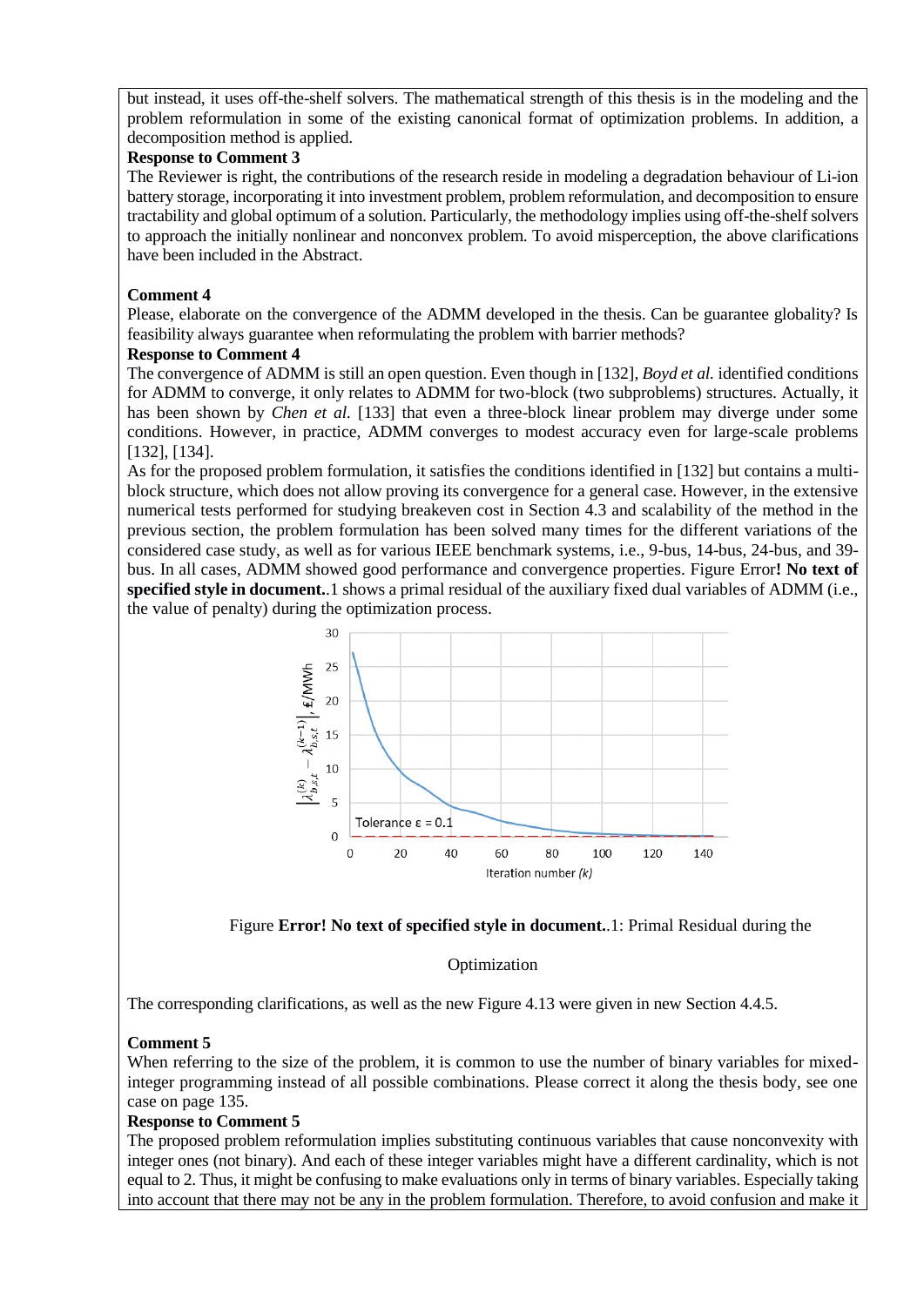but instead, it uses off-the-shelf solvers. The mathematical strength of this thesis is in the modeling and the problem reformulation in some of the existing canonical format of optimization problems. In addition, a decomposition method is applied.

**Response to Comment 3**

The Reviewer is right, the contributions of the research reside in modeling a degradation behaviour of Li-ion battery storage, incorporating it into investment problem, problem reformulation, and decomposition to ensure tractability and global optimum of a solution. Particularly, the methodology implies using off-the-shelf solvers to approach the initially nonlinear and nonconvex problem. To avoid misperception, the above clarifications have been included in the Abstract.

**Comment 4**

Please, elaborate on the convergence of the ADMM developed in the thesis. Can be guarantee globality? Is feasibility always guarantee when reformulating the problem with barrier methods?

**Response to Comment 4**

The convergence of ADMM is still an open question. Even though in [132], *Boyd et al.* identified conditions for ADMM to converge, it only relates to ADMM for two-block (two subproblems) structures. Actually, it has been shown by *Chen et al.* [133] that even a three-block linear problem may diverge under some conditions. However, in practice, ADMM converges to modest accuracy even for large-scale problems [132], [134].

As for the proposed problem formulation, it satisfies the conditions identified in [132] but contains a multi-block structure, which does not allow proving its convergence for a general case. However, in the extensive numerical tests performed for studying breakeven cost in Section 4.3 and scalability of the method in the previous section, the problem formulation has been solved many times for the different variations of the considered case study, as well as for various IEEE benchmark systems, i.e., 9-bus, 14-bus, 24-bus, and 39-bus. In all cases, ADMM showed good performance and convergence properties. Figure Error**! No text of specified style in document.**.1 shows a primal residual of the auxiliary fixed dual variables of ADMM (i.e., the value of penalty) during the optimization process.

Figure **Error! No text of specified style in document.**.1: Primal Residual during the Optimization

The corresponding clarifications, as well as the new Figure 4.13 were given in new Section 4.4.5.

**Comment 5**

When referring to the size of the problem, it is common to use the number of binary variables for mixed-integer programming instead of all possible combinations. Please correct it along the thesis body, see one case on page 135.

**Response to Comment 5**

The proposed problem reformulation implies substituting continuous variables that cause nonconvexity with integer ones (not binary). And each of these integer variables might have a different cardinality, which is not equal to 2. Thus, it might be confusing to make evaluations only in terms of binary variables. Especially taking into account that there may not be any in the problem formulation. Therefore, to avoid confusion and make it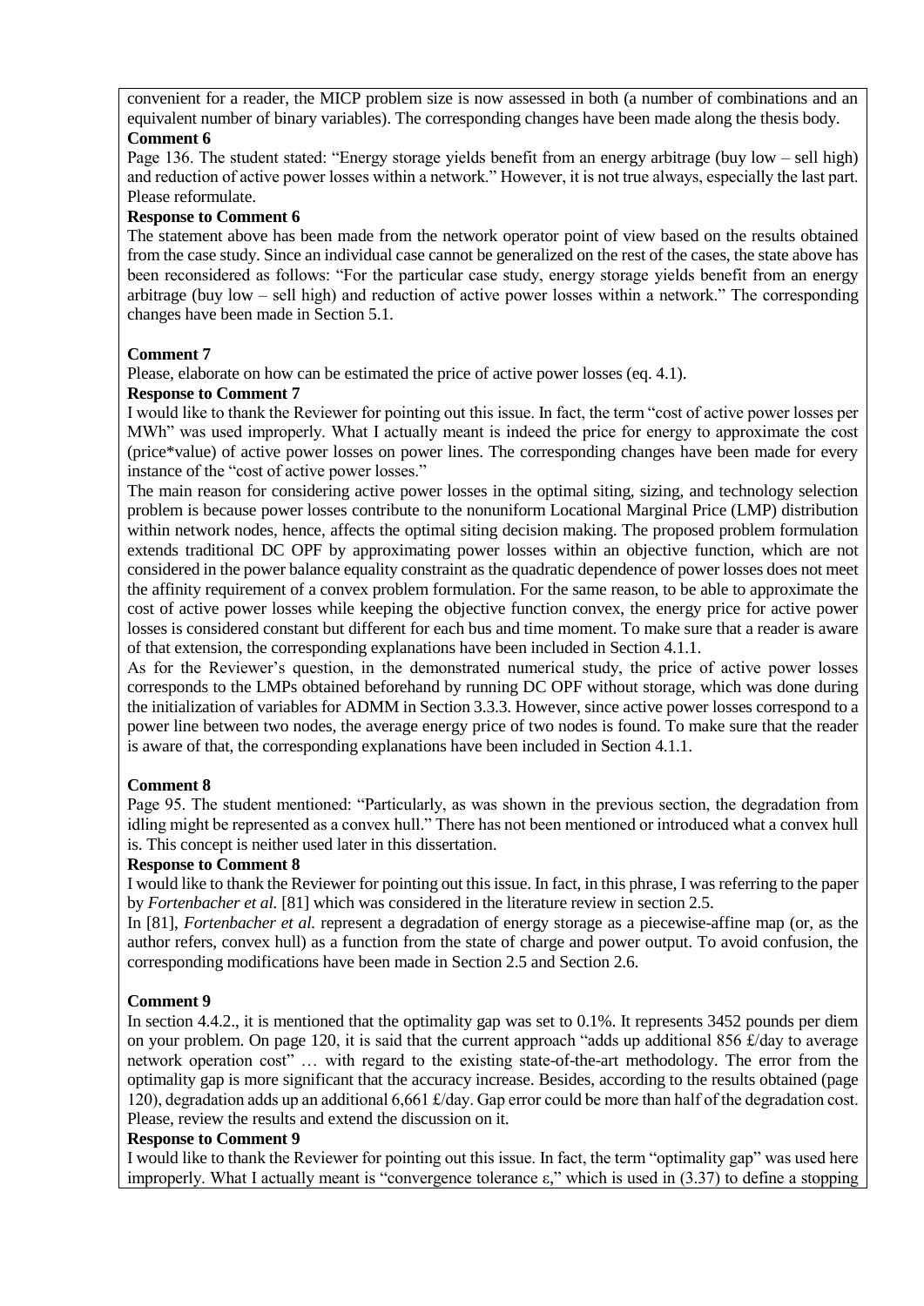convenient for a reader, the MICP problem size is now assessed in both (a number of combinations and an equivalent number of binary variables). The corresponding changes have been made along the thesis body.

**Comment 6**

Page 136. The student stated: "Energy storage yields benefit from an energy arbitrage (buy low – sell high) and reduction of active power losses within a network." However, it is not true always, especially the last part. Please reformulate.

**Response to Comment 6**

The statement above has been made from the network operator point of view based on the results obtained from the case study. Since an individual case cannot be generalized on the rest of the cases, the state above has been reconsidered as follows: "For the particular case study, energy storage yields benefit from an energy arbitrage (buy low – sell high) and reduction of active power losses within a network." The corresponding changes have been made in Section 5.1.

**Comment 7**

Please, elaborate on how can be estimated the price of active power losses (eq. 4.1).

**Response to Comment 7**

I would like to thank the Reviewer for pointing out this issue. In fact, the term "cost of active power losses per MWh" was used improperly. What I actually meant is indeed the price for energy to approximate the cost (price*value) of active power losses on power lines. The corresponding changes have been made for every instance of the "cost of active power losses."

The main reason for considering active power losses in the optimal siting, sizing, and technology selection problem is because power losses contribute to the nonuniform Locational Marginal Price (LMP) distribution within network nodes, hence, affects the optimal siting decision making. The proposed problem formulation extends traditional DC OPF by approximating power losses within an objective function, which are not considered in the power balance equality constraint as the quadratic dependence of power losses does not meet the affinity requirement of a convex problem formulation. For the same reason, to be able to approximate the cost of active power losses while keeping the objective function convex, the energy price for active power losses is considered constant but different for each bus and time moment. To make sure that a reader is aware of that extension, the corresponding explanations have been included in Section 4.1.1.

As for the Reviewer's question, in the demonstrated numerical study, the price of active power losses corresponds to the LMPs obtained beforehand by running DC OPF without storage, which was done during the initialization of variables for ADMM in Section 3.3.3. However, since active power losses correspond to a power line between two nodes, the average energy price of two nodes is found. To make sure that the reader is aware of that, the corresponding explanations have been included in Section 4.1.1.

**Comment 8**

Page 95. The student mentioned: "Particularly, as was shown in the previous section, the degradation from idling might be represented as a convex hull." There has not been mentioned or introduced what a convex hull is. This concept is neither used later in this dissertation.

**Response to Comment 8**

I would like to thank the Reviewer for pointing out this issue. In fact, in this phrase, I was referring to the paper by *Fortenbacher et al.* [81] which was considered in the literature review in section 2.5.

In [81], *Fortenbacher et al.* represent a degradation of energy storage as a piecewise-affine map (or, as the author refers, convex hull) as a function from the state of charge and power output. To avoid confusion, the corresponding modifications have been made in Section 2.5 and Section 2.6.

**Comment 9**

In section 4.4.2., it is mentioned that the optimality gap was set to 0.1%. It represents 3452 pounds per diem on your problem. On page 120, it is said that the current approach "adds up additional 856 £/day to average network operation cost" … with regard to the existing state-of-the-art methodology. The error from the optimality gap is more significant that the accuracy increase. Besides, according to the results obtained (page 120), degradation adds up an additional 6,661 £/day. Gap error could be more than half of the degradation cost. Please, review the results and extend the discussion on it.

**Response to Comment 9**

I would like to thank the Reviewer for pointing out this issue. In fact, the term "optimality gap" was used here improperly. What I actually meant is "convergence tolerance $\varepsilon$," which is used in (3.37) to define a stopping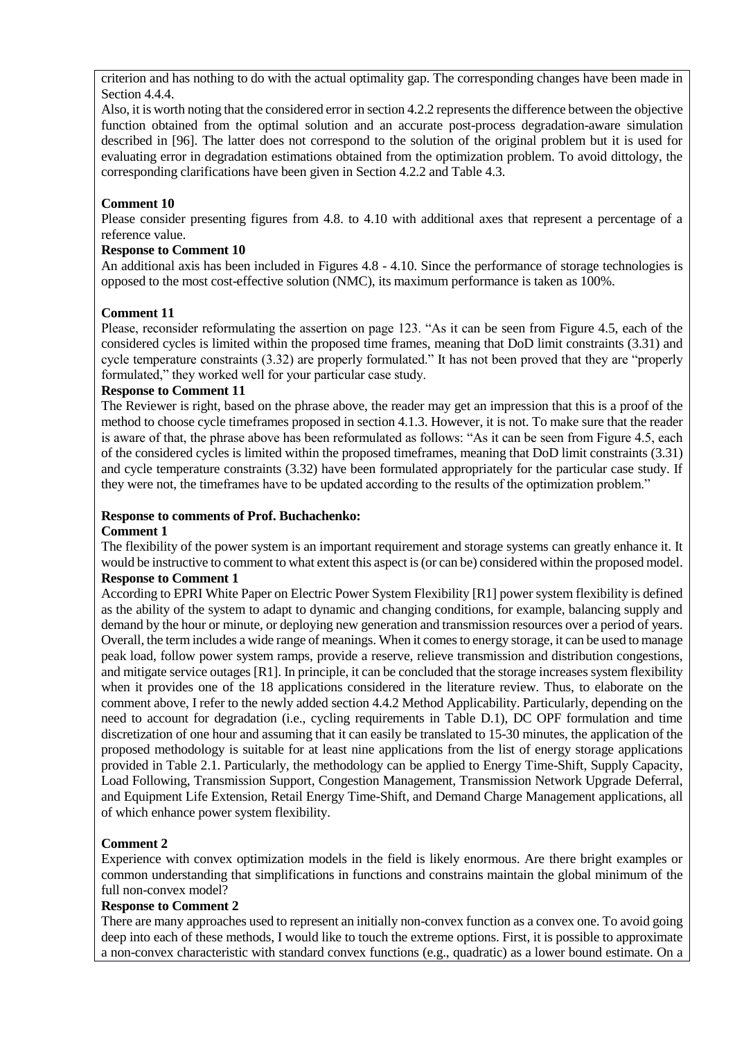criterion and has nothing to do with the actual optimality gap. The corresponding changes have been made in Section 4.4.4.

Also, it is worth noting that the considered error in section 4.2.2 represents the difference between the objective function obtained from the optimal solution and an accurate post-process degradation-aware simulation described in [96]. The latter does not correspond to the solution of the original problem but it is used for evaluating error in degradation estimations obtained from the optimization problem. To avoid dittology, the corresponding clarifications have been given in Section 4.2.2 and Table 4.3.

**Comment 10**

Please consider presenting figures from 4.8. to 4.10 with additional axes that represent a percentage of a reference value.

**Response to Comment 10**

An additional axis has been included in Figures 4.8 - 4.10. Since the performance of storage technologies is opposed to the most cost-effective solution (NMC), its maximum performance is taken as 100%.

**Comment 11**

Please, reconsider reformulating the assertion on page 123. "As it can be seen from Figure 4.5, each of the considered cycles is limited within the proposed time frames, meaning that DoD limit constraints (3.31) and cycle temperature constraints (3.32) are properly formulated." It has not been proved that they are "properly formulated," they worked well for your particular case study.

**Response to Comment 11**

The Reviewer is right, based on the phrase above, the reader may get an impression that this is a proof of the method to choose cycle timeframes proposed in section 4.1.3. However, it is not. To make sure that the reader is aware of that, the phrase above has been reformulated as follows: "As it can be seen from Figure 4.5, each of the considered cycles is limited within the proposed timeframes, meaning that DoD limit constraints (3.31) and cycle temperature constraints (3.32) have been formulated appropriately for the particular case study. If they were not, the timeframes have to be updated according to the results of the optimization problem."

**Response to comments of Prof. Buchachenko:**

**Comment 1**

The flexibility of the power system is an important requirement and storage systems can greatly enhance it. It would be instructive to comment to what extent this aspect is (or can be) considered within the proposed model.

**Response to Comment 1**

According to EPRI White Paper on Electric Power System Flexibility [R1] power system flexibility is defined as the ability of the system to adapt to dynamic and changing conditions, for example, balancing supply and demand by the hour or minute, or deploying new generation and transmission resources over a period of years. Overall, the term includes a wide range of meanings. When it comes to energy storage, it can be used to manage peak load, follow power system ramps, provide a reserve, relieve transmission and distribution congestions, and mitigate service outages [R1]. In principle, it can be concluded that the storage increases system flexibility when it provides one of the 18 applications considered in the literature review. Thus, to elaborate on the comment above, I refer to the newly added section 4.4.2 Method Applicability. Particularly, depending on the need to account for degradation (i.e., cycling requirements in Table D.1), DC OPF formulation and time discretization of one hour and assuming that it can easily be translated to 15-30 minutes, the application of the proposed methodology is suitable for at least nine applications from the list of energy storage applications provided in Table 2.1. Particularly, the methodology can be applied to Energy Time-Shift, Supply Capacity, Load Following, Transmission Support, Congestion Management, Transmission Network Upgrade Deferral, and Equipment Life Extension, Retail Energy Time-Shift, and Demand Charge Management applications, all of which enhance power system flexibility.

**Comment 2**

Experience with convex optimization models in the field is likely enormous. Are there bright examples or common understanding that simplifications in functions and constrains maintain the global minimum of the full non-convex model?

**Response to Comment 2**

There are many approaches used to represent an initially non-convex function as a convex one. To avoid going deep into each of these methods, I would like to touch the extreme options. First, it is possible to approximate a non-convex characteristic with standard convex functions (e.g., quadratic) as a lower bound estimate. On a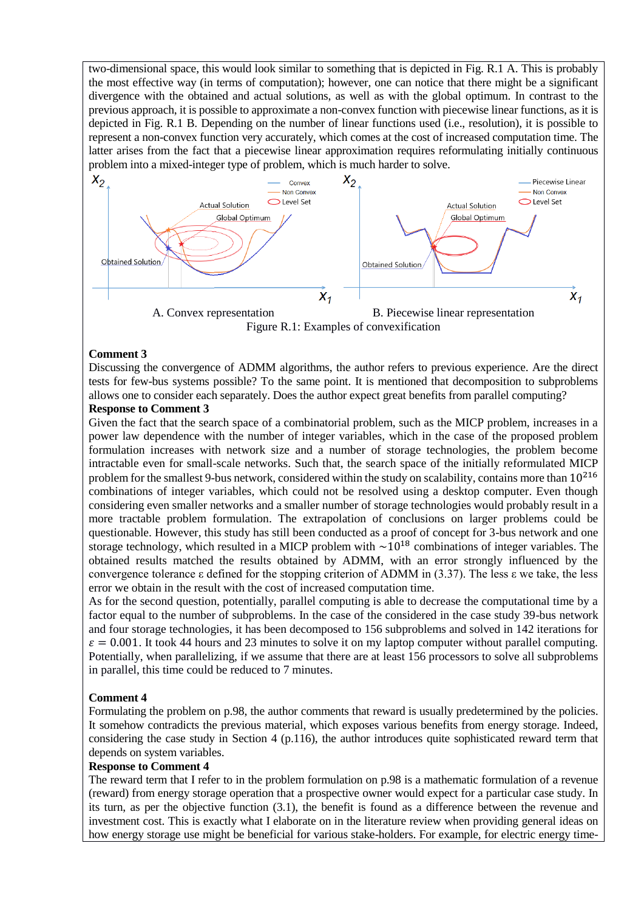two-dimensional space, this would look similar to something that is depicted in Fig. R.1 A. This is probably the most effective way (in terms of computation); however, one can notice that there might be a significant divergence with the obtained and actual solutions, as well as with the global optimum. In contrast to the previous approach, it is possible to approximate a non-convex function with piecewise linear functions, as it is depicted in Fig. R.1 B. Depending on the number of linear functions used (i.e., resolution), it is possible to represent a non-convex function very accurately, which comes at the cost of increased computation time. The latter arises from the fact that a piecewise linear approximation requires reformulating initially continuous problem into a mixed-integer type of problem, which is much harder to solve.

A. Convex representation B. Piecewise linear representation

Figure R.1: Examples of convexification

**Comment 3**

Discussing the convergence of ADMM algorithms, the author refers to previous experience. Are the direct tests for few-bus systems possible? To the same point. It is mentioned that decomposition to subproblems allows one to consider each separately. Does the author expect great benefits from parallel computing?

**Response to Comment 3**

Given the fact that the search space of a combinatorial problem, such as the MICP problem, increases in a power law dependence with the number of integer variables, which in the case of the proposed problem formulation increases with network size and a number of storage technologies, the problem become intractable even for small-scale networks. Such that, the search space of the initially reformulated MICP problem for the smallest 9-bus network, considered within the study on scalability, contains more than $10^{216}$ combinations of integer variables, which could not be resolved using a desktop computer. Even though considering even smaller networks and a smaller number of storage technologies would probably result in a more tractable problem formulation. The extrapolation of conclusions on larger problems could be questionable. However, this study has still been conducted as a proof of concept for 3-bus network and one storage technology, which resulted in a MICP problem with $\sim 10^{18}$ combinations of integer variables. The obtained results matched the results obtained by ADMM, with an error strongly influenced by the convergence tolerance ε defined for the stopping criterion of ADMM in (3.37). The less ε we take, the less error we obtain in the result with the cost of increased computation time.

As for the second question, potentially, parallel computing is able to decrease the computational time by a factor equal to the number of subproblems. In the case of the considered in the case study 39-bus network and four storage technologies, it has been decomposed to 156 subproblems and solved in 142 iterations for $\varepsilon = 0.001$. It took 44 hours and 23 minutes to solve it on my laptop computer without parallel computing. Potentially, when parallelizing, if we assume that there are at least 156 processors to solve all subproblems in parallel, this time could be reduced to 7 minutes.

**Comment 4**

Formulating the problem on p.98, the author comments that reward is usually predetermined by the policies. It somehow contradicts the previous material, which exposes various benefits from energy storage. Indeed, considering the case study in Section 4 (p.116), the author introduces quite sophisticated reward term that depends on system variables.

**Response to Comment 4**

The reward term that I refer to in the problem formulation on p.98 is a mathematic formulation of a revenue (reward) from energy storage operation that a prospective owner would expect for a particular case study. In its turn, as per the objective function (3.1), the benefit is found as a difference between the revenue and investment cost. This is exactly what I elaborate on in the literature review when providing general ideas on how energy storage use might be beneficial for various stake-holders. For example, for electric energy time-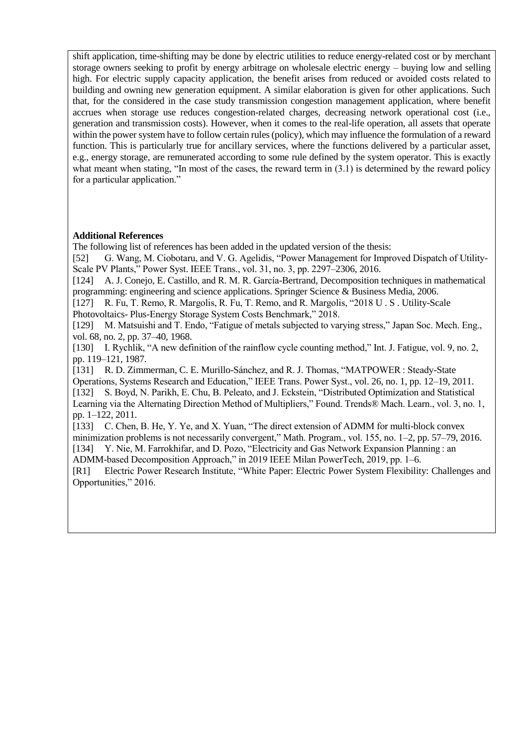shift application, time-shifting may be done by electric utilities to reduce energy-related cost or by merchant storage owners seeking to profit by energy arbitrage on wholesale electric energy – buying low and selling high. For electric supply capacity application, the benefit arises from reduced or avoided costs related to building and owning new generation equipment. A similar elaboration is given for other applications. Such that, for the considered in the case study transmission congestion management application, where benefit accrues when storage use reduces congestion-related charges, decreasing network operational cost (i.e., generation and transmission costs). However, when it comes to the real-life operation, all assets that operate within the power system have to follow certain rules (policy), which may influence the formulation of a reward function. This is particularly true for ancillary services, where the functions delivered by a particular asset, e.g., energy storage, are remunerated according to some rule defined by the system operator. This is exactly what meant when stating, "In most of the cases, the reward term in (3.1) is determined by the reward policy for a particular application."

**Additional References**

The following list of references has been added in the updated version of the thesis:

[52] G. Wang, M. Ciobotaru, and V. G. Agelidis, "Power Management for Improved Dispatch of Utility-Scale PV Plants," Power Syst. IEEE Trans., vol. 31, no. 3, pp. 2297–2306, 2016.

[124] A. J. Conejo, E. Castillo, and R. M. R. García-Bertrand, Decomposition techniques in mathematical programming: engineering and science applications. Springer Science & Business Media, 2006.

[127] R. Fu, T. Remo, R. Margolis, R. Fu, T. Remo, and R. Margolis, "2018 U . S . Utility-Scale Photovoltaics- Plus-Energy Storage System Costs Benchmark," 2018.

[129] M. Matsuishi and T. Endo, "Fatigue of metals subjected to varying stress," Japan Soc. Mech. Eng., vol. 68, no. 2, pp. 37–40, 1968.

[130] I. Rychlik, "A new definition of the rainflow cycle counting method," Int. J. Fatigue, vol. 9, no. 2, pp. 119–121, 1987.

[131] R. D. Zimmerman, C. E. Murillo-Sánchez, and R. J. Thomas, "MATPOWER : Steady-State Operations, Systems Research and Education," IEEE Trans. Power Syst., vol. 26, no. 1, pp. 12–19, 2011.

[132] S. Boyd, N. Parikh, E. Chu, B. Peleato, and J. Eckstein, "Distributed Optimization and Statistical Learning via the Alternating Direction Method of Multipliers," Found. Trends® Mach. Learn., vol. 3, no. 1, pp. 1–122, 2011.

[133] C. Chen, B. He, Y. Ye, and X. Yuan, "The direct extension of ADMM for multi-block convex minimization problems is not necessarily convergent," Math. Program., vol. 155, no. 1–2, pp. 57–79, 2016.

[134] Y. Nie, M. Farrokhifar, and D. Pozo, "Electricity and Gas Network Expansion Planning : an ADMM-based Decomposition Approach," in 2019 IEEE Milan PowerTech, 2019, pp. 1–6.

[R1] Electric Power Research Institute, "White Paper: Electric Power System Flexibility: Challenges and Opportunities," 2016.